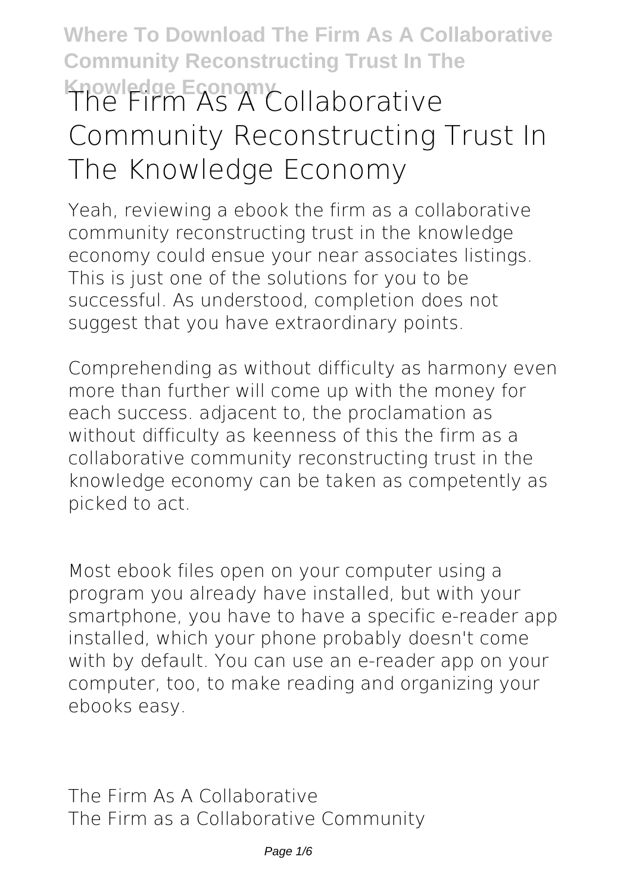# The Firm As A Collaborative Community Reconstructing Trust In The Knowledge Economy

Yeah, reviewing a ebook the firm as a collaborative community reconstructing trust in the knowledge economy could ensue your near associates listings. This is just one of the solutions for you to be successful. As understood, completion does not suggest that you have extraordinary points.

Comprehending as without difficulty as harmony even more than further will come up with the money for each success. adjacent to, the proclamation as without difficulty as keenness of this the firm as a collaborative community reconstructing trust in the knowledge economy can be taken as competently as picked to act.

Most ebook files open on your computer using a program you already have installed, but with your smartphone, you have to have a specific e-reader app installed, which your phone probably doesn't come with by default. You can use an e-reader app on your computer, too, to make reading and organizing your ebooks easy.

**The Firm As A Collaborative**

The Firm as a Collaborative Community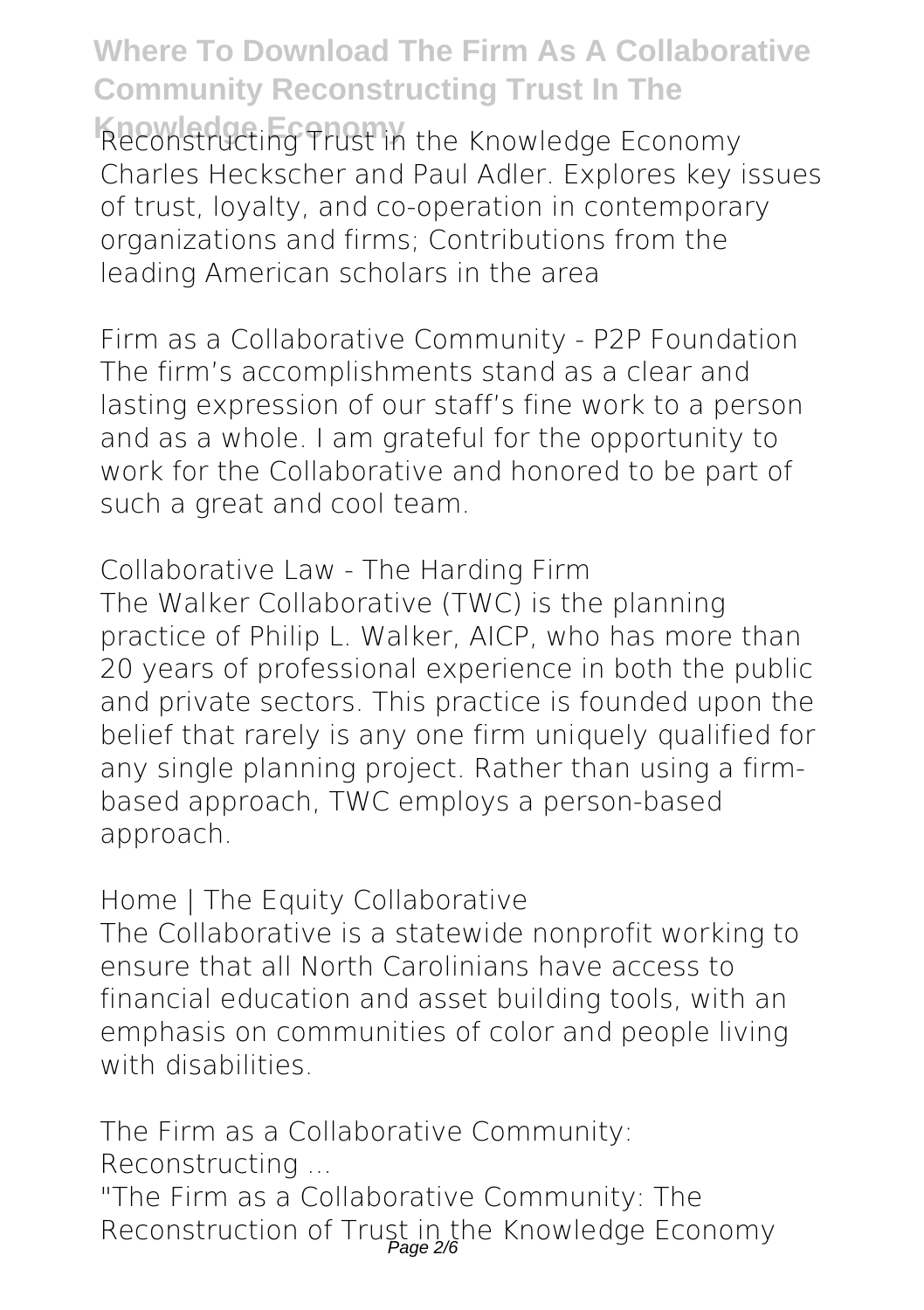Reconstructing Trust in the Knowledge Economy Charles Heckscher and Paul Adler. Explores key issues of trust, loyalty, and co-operation in contemporary organizations and firms; Contributions from the leading American scholars in the area

**Firm as a Collaborative Community - P2P Foundation**

The firm's accomplishments stand as a clear and lasting expression of our staff's fine work to a person and as a whole. I am grateful for the opportunity to work for the Collaborative and honored to be part of such a great and cool team.

**Collaborative Law - The Harding Firm**

The Walker Collaborative (TWC) is the planning practice of Philip L. Walker, AICP, who has more than 20 years of professional experience in both the public and private sectors. This practice is founded upon the belief that rarely is any one firm uniquely qualified for any single planning project. Rather than using a firm-based approach, TWC employs a person-based approach.

**Home | The Equity Collaborative**

The Collaborative is a statewide nonprofit working to ensure that all North Carolinians have access to financial education and asset building tools, with an emphasis on communities of color and people living with disabilities.

**The Firm as a Collaborative Community: Reconstructing ...**

"The Firm as a Collaborative Community: The Reconstruction of Trust in the Knowledge Economy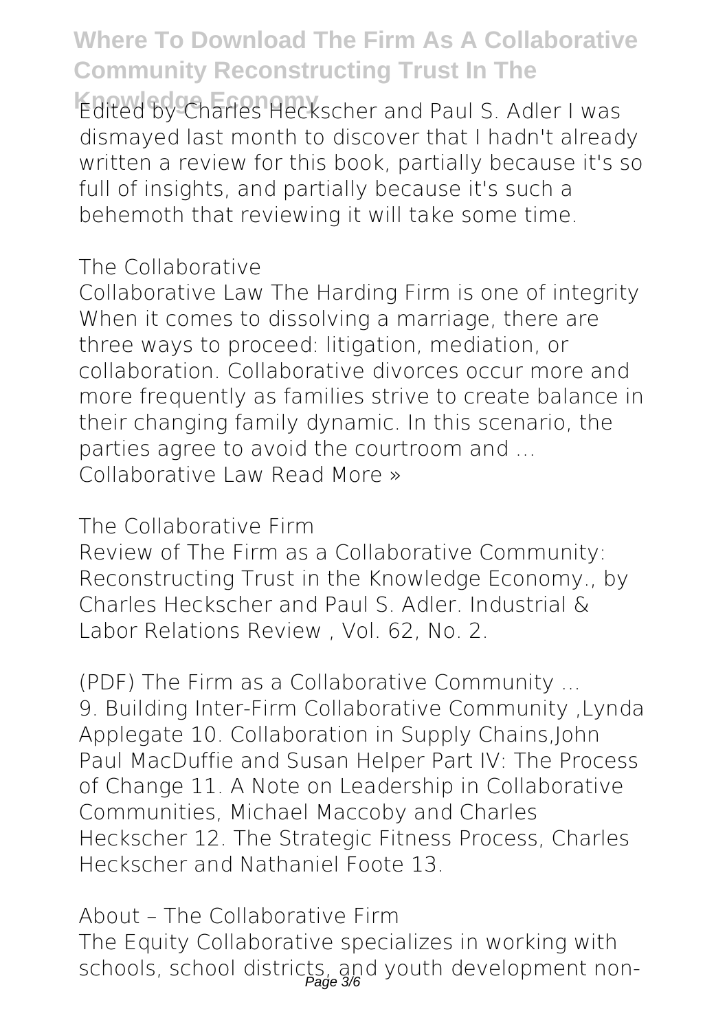Edited by Charles Heckscher and Paul S. Adler I was dismayed last month to discover that I hadn't already written a review for this book, partially because it's so full of insights, and partially because it's such a behemoth that reviewing it will take some time.

## The Collaborative

Collaborative Law The Harding Firm is one of integrity When it comes to dissolving a marriage, there are three ways to proceed: litigation, mediation, or collaboration. Collaborative divorces occur more and more frequently as families strive to create balance in their changing family dynamic. In this scenario, the parties agree to avoid the courtroom and … Collaborative Law Read More »

## The Collaborative Firm

Review of The Firm as a Collaborative Community: Reconstructing Trust in the Knowledge Economy., by Charles Heckscher and Paul S. Adler. Industrial & Labor Relations Review , Vol. 62, No. 2.

## (PDF) The Firm as a Collaborative Community ...

9. Building Inter-Firm Collaborative Community ,Lynda Applegate 10. Collaboration in Supply Chains,John Paul MacDuffie and Susan Helper Part IV: The Process of Change 11. A Note on Leadership in Collaborative Communities, Michael Maccoby and Charles Heckscher 12. The Strategic Fitness Process, Charles Heckscher and Nathaniel Foote 13.

## About – The Collaborative Firm

The Equity Collaborative specializes in working with schools, school districts, and youth development non-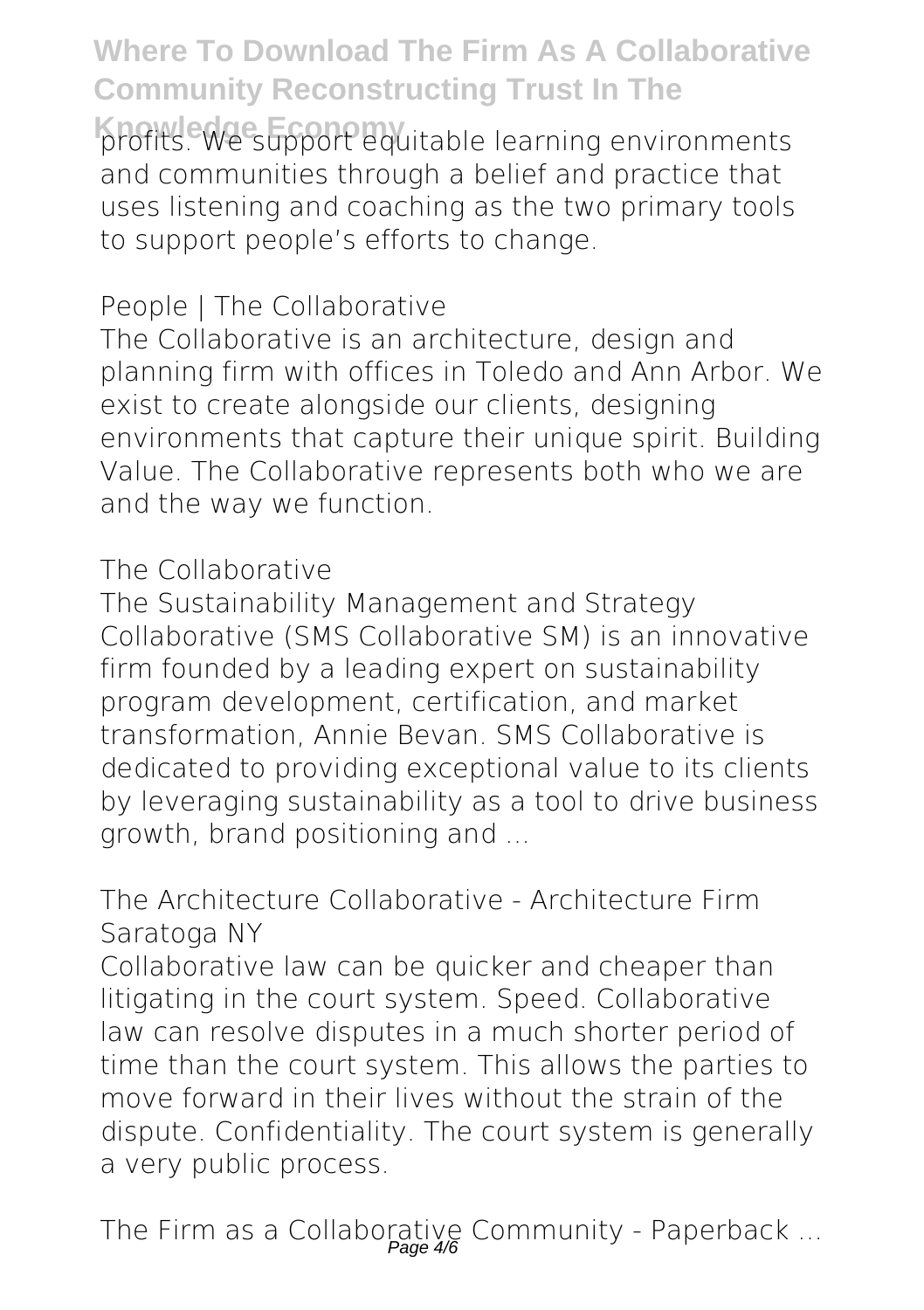profits. We support equitable learning environments and communities through a belief and practice that uses listening and coaching as the two primary tools to support people's efforts to change.

## People | The Collaborative

The Collaborative is an architecture, design and planning firm with offices in Toledo and Ann Arbor. We exist to create alongside our clients, designing environments that capture their unique spirit. Building Value. The Collaborative represents both who we are and the way we function.

## The Collaborative

The Sustainability Management and Strategy Collaborative (SMS Collaborative SM) is an innovative firm founded by a leading expert on sustainability program development, certification, and market transformation, Annie Bevan. SMS Collaborative is dedicated to providing exceptional value to its clients by leveraging sustainability as a tool to drive business growth, brand positioning and ...

## The Architecture Collaborative - Architecture Firm Saratoga NY

Collaborative law can be quicker and cheaper than litigating in the court system. Speed. Collaborative law can resolve disputes in a much shorter period of time than the court system. This allows the parties to move forward in their lives without the strain of the dispute. Confidentiality. The court system is generally a very public process.

## The Firm as a Collaborative Community - Paperback ...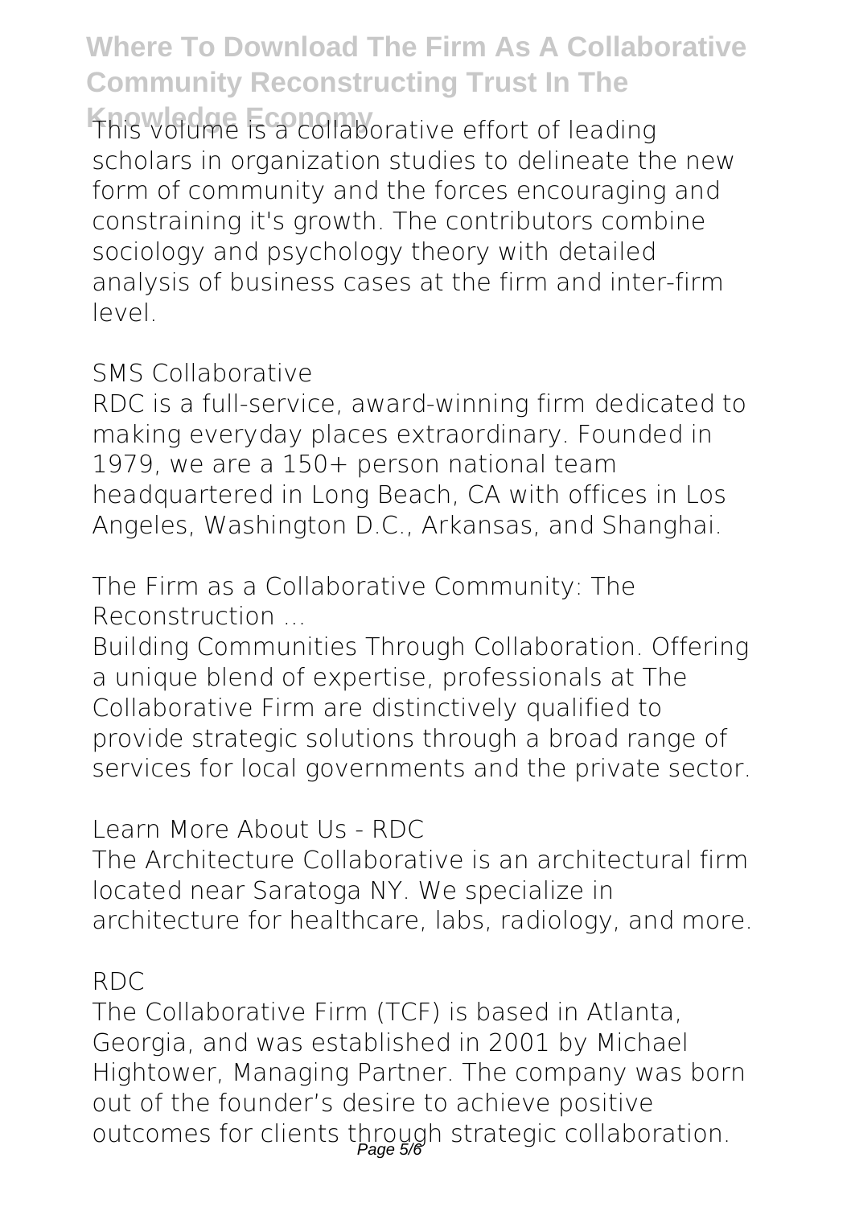This volume is a collaborative effort of leading scholars in organization studies to delineate the new form of community and the forces encouraging and constraining it's growth. The contributors combine sociology and psychology theory with detailed analysis of business cases at the firm and inter-firm level.

**SMS Collaborative**

RDC is a full-service, award-winning firm dedicated to making everyday places extraordinary. Founded in 1979, we are a 150+ person national team headquartered in Long Beach, CA with offices in Los Angeles, Washington D.C., Arkansas, and Shanghai.

**The Firm as a Collaborative Community: The Reconstruction ...**

Building Communities Through Collaboration. Offering a unique blend of expertise, professionals at The Collaborative Firm are distinctively qualified to provide strategic solutions through a broad range of services for local governments and the private sector.

**Learn More About Us - RDC**

The Architecture Collaborative is an architectural firm located near Saratoga NY. We specialize in architecture for healthcare, labs, radiology, and more.

**RDC**

The Collaborative Firm (TCF) is based in Atlanta, Georgia, and was established in 2001 by Michael Hightower, Managing Partner. The company was born out of the founder's desire to achieve positive outcomes for clients through strategic collaboration.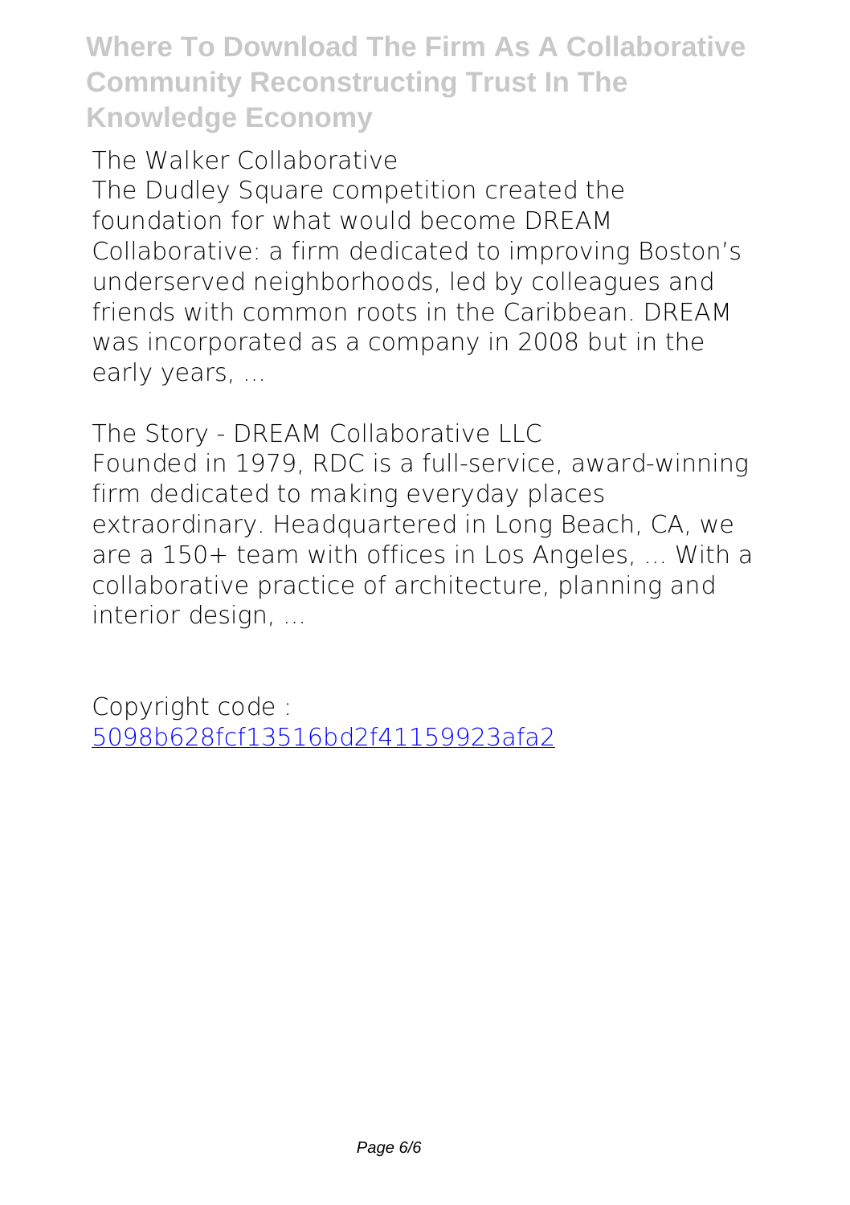The Walker Collaborative
The Dudley Square competition created the foundation for what would become DREAM Collaborative: a firm dedicated to improving Boston's underserved neighborhoods, led by colleagues and friends with common roots in the Caribbean. DREAM was incorporated as a company in 2008 but in the early years, ...

The Story - DREAM Collaborative LLC
Founded in 1979, RDC is a full-service, award-winning firm dedicated to making everyday places extraordinary. Headquartered in Long Beach, CA, we are a 150+ team with offices in Los Angeles, ... With a collaborative practice of architecture, planning and interior design, ...

Copyright code : 5098b628fcf13516bd2f41159923afa2